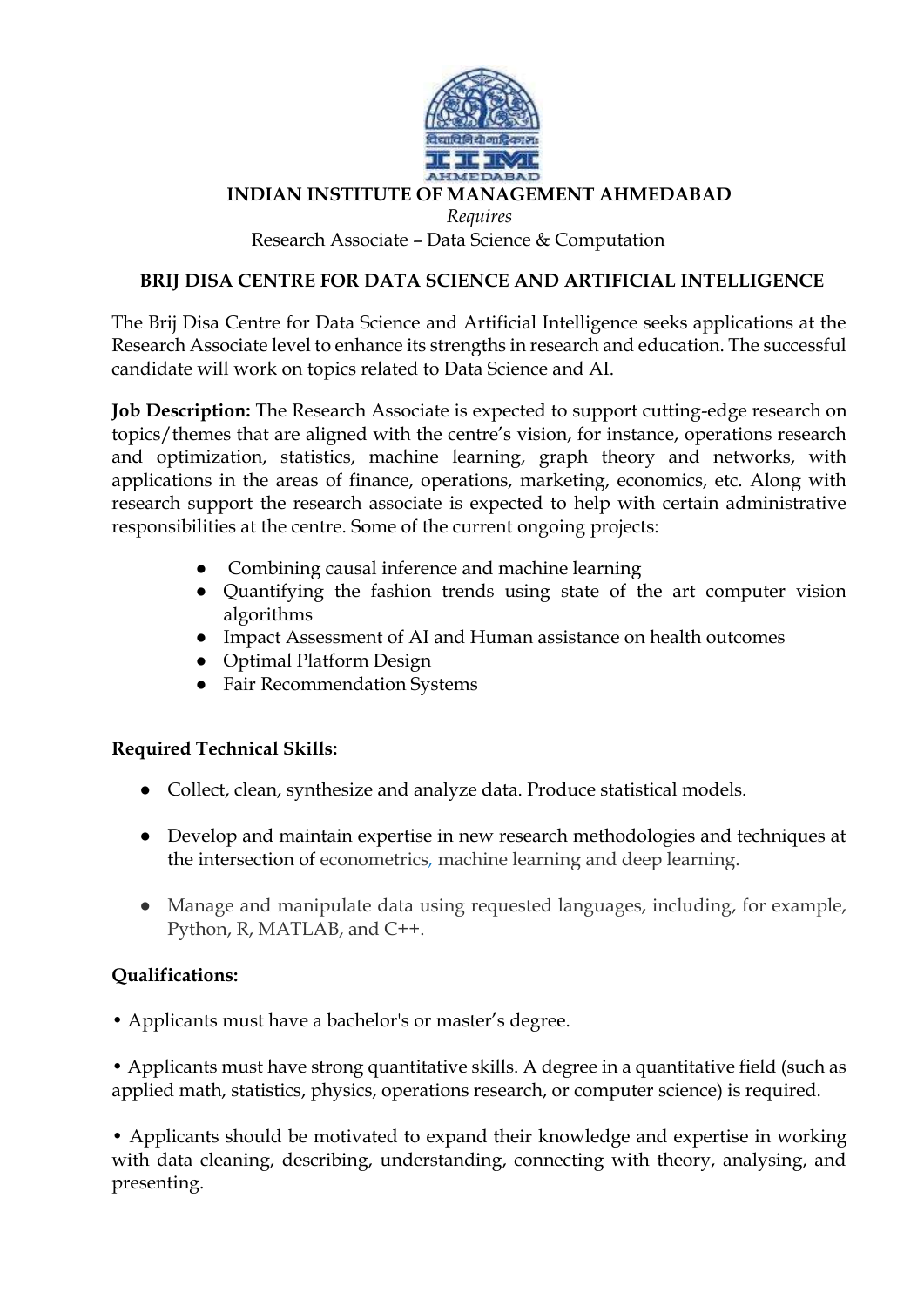# INDIAN INSTITUTE OF MANAGEMENT AHMEDABAD

*Requires*

Research Associate – Data Science & Computation

## BRIJ DISA CENTRE FOR DATA SCIENCE AND ARTIFICIAL INTELLIGENCE

The Brij Disa Centre for Data Science and Artificial Intelligence seeks applications at the Research Associate level to enhance its strengths in research and education. The successful candidate will work on topics related to Data Science and AI.

**Job Description:** The Research Associate is expected to support cutting-edge research on topics/themes that are aligned with the centre's vision, for instance, operations research and optimization, statistics, machine learning, graph theory and networks, with applications in the areas of finance, operations, marketing, economics, etc. Along with research support the research associate is expected to help with certain administrative responsibilities at the centre. Some of the current ongoing projects:

- Combining causal inference and machine learning
- Quantifying the fashion trends using state of the art computer vision algorithms
- Impact Assessment of AI and Human assistance on health outcomes
- Optimal Platform Design
- Fair Recommendation Systems

**Required Technical Skills:**

- Collect, clean, synthesize and analyze data. Produce statistical models.
- Develop and maintain expertise in new research methodologies and techniques at the intersection of econometrics, machine learning and deep learning.
- Manage and manipulate data using requested languages, including, for example, Python, R, MATLAB, and C++.

**Qualifications:**

• Applicants must have a bachelor's or master's degree.

• Applicants must have strong quantitative skills. A degree in a quantitative field (such as applied math, statistics, physics, operations research, or computer science) is required.

• Applicants should be motivated to expand their knowledge and expertise in working with data cleaning, describing, understanding, connecting with theory, analysing, and presenting.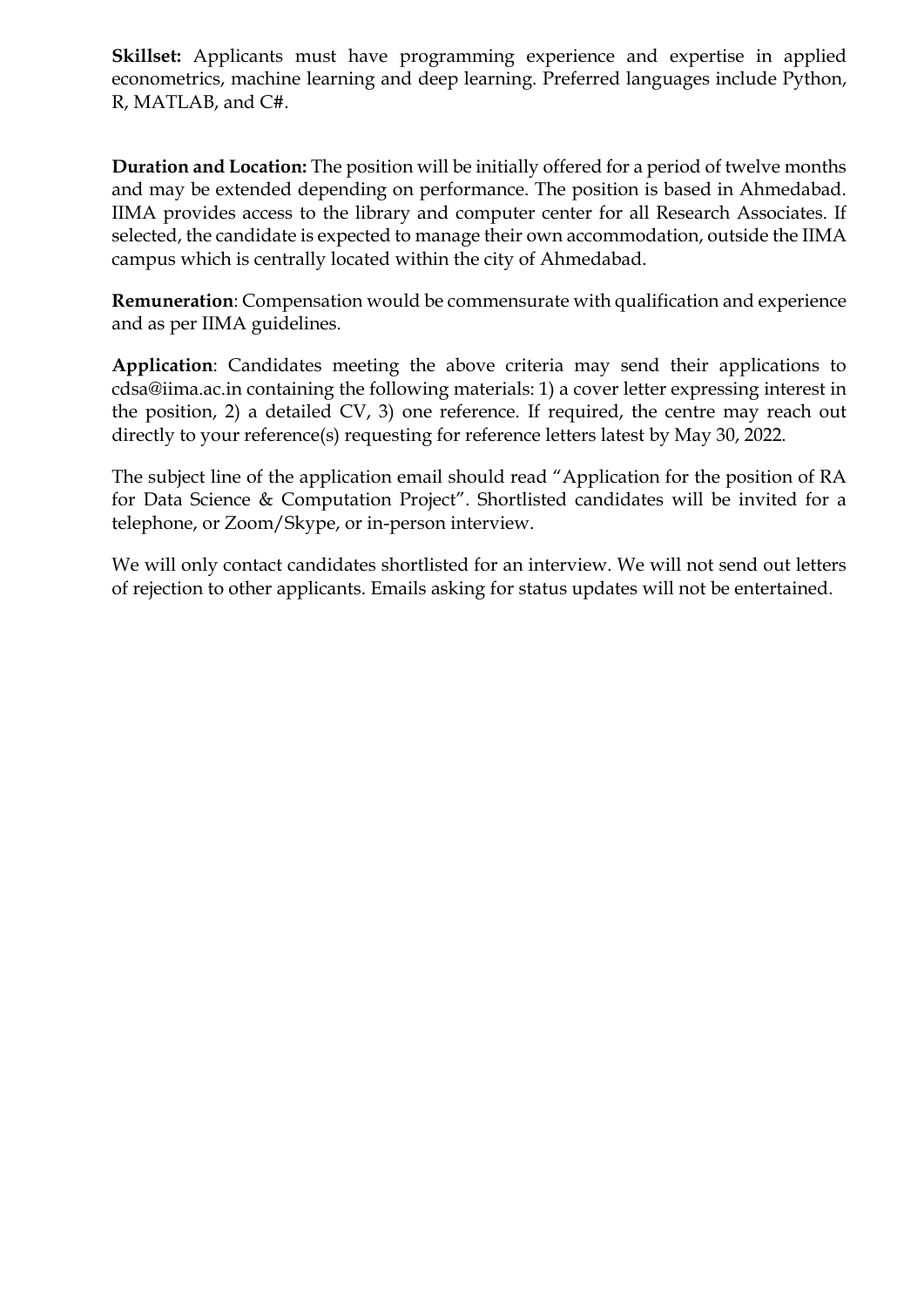**Skillset:** Applicants must have programming experience and expertise in applied econometrics, machine learning and deep learning. Preferred languages include Python, R, MATLAB, and C#.

**Duration and Location:** The position will be initially offered for a period of twelve months and may be extended depending on performance. The position is based in Ahmedabad. IIMA provides access to the library and computer center for all Research Associates. If selected, the candidate is expected to manage their own accommodation, outside the IIMA campus which is centrally located within the city of Ahmedabad.

**Remuneration**: Compensation would be commensurate with qualification and experience and as per IIMA guidelines.

**Application**: Candidates meeting the above criteria may send their applications to cdsa@iima.ac.in containing the following materials: 1) a cover letter expressing interest in the position, 2) a detailed CV, 3) one reference. If required, the centre may reach out directly to your reference(s) requesting for reference letters latest by May 30, 2022.

The subject line of the application email should read "Application for the position of RA for Data Science & Computation Project". Shortlisted candidates will be invited for a telephone, or Zoom/Skype, or in-person interview.

We will only contact candidates shortlisted for an interview. We will not send out letters of rejection to other applicants. Emails asking for status updates will not be entertained.